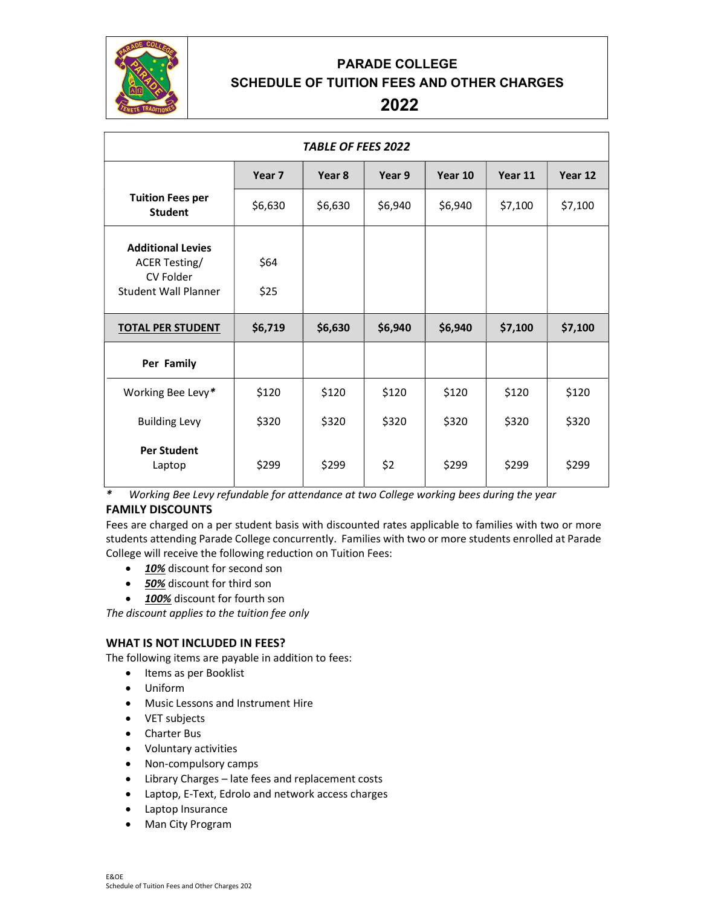# PARADE COLLEGE
## SCHEDULE OF TUITION FEES AND OTHER CHARGES
## 2022

| *TABLE OF FEES 2022* | | | | | | |
|---|---|---|---|---|---|---|
| | **Year 7** | **Year 8** | **Year 9** | **Year 10** | **Year 11** | **Year 12** |
| **Tuition Fees per Student** | $6,630 | $6,630 | $6,940 | $6,940 | $7,100 | $7,100 |
| **Additional Levies** ACER Testing/ CV Folder | $64 | | | | | |
| Student Wall Planner | $25 | | | | | |
| **TOTAL PER STUDENT** | **$6,719** | **$6,630** | **$6,940** | **$6,940** | **$7,100** | **$7,100** |
| **Per Family** | | | | | | |
| Working Bee Levy* | $120 | $120 | $120 | $120 | $120 | $120 |
| Building Levy | $320 | $320 | $320 | $320 | $320 | $320 |
| **Per Student** Laptop | $299 | $299 | $2 | $299 | $299 | $299 |

\* *Working Bee Levy refundable for attendance at two College working bees during the year*

**FAMILY DISCOUNTS**

Fees are charged on a per student basis with discounted rates applicable to families with two or more students attending Parade College concurrently. Families with two or more students enrolled at Parade College will receive the following reduction on Tuition Fees:

- ***10%*** discount for second son
- ***50%*** discount for third son
- ***100%*** discount for fourth son

*The discount applies to the tuition fee only*

**WHAT IS NOT INCLUDED IN FEES?**

The following items are payable in addition to fees:

- Items as per Booklist
- Uniform
- Music Lessons and Instrument Hire
- VET subjects
- Charter Bus
- Voluntary activities
- Non-compulsory camps
- Library Charges – late fees and replacement costs
- Laptop, E-Text, Edrolo and network access charges
- Laptop Insurance
- Man City Program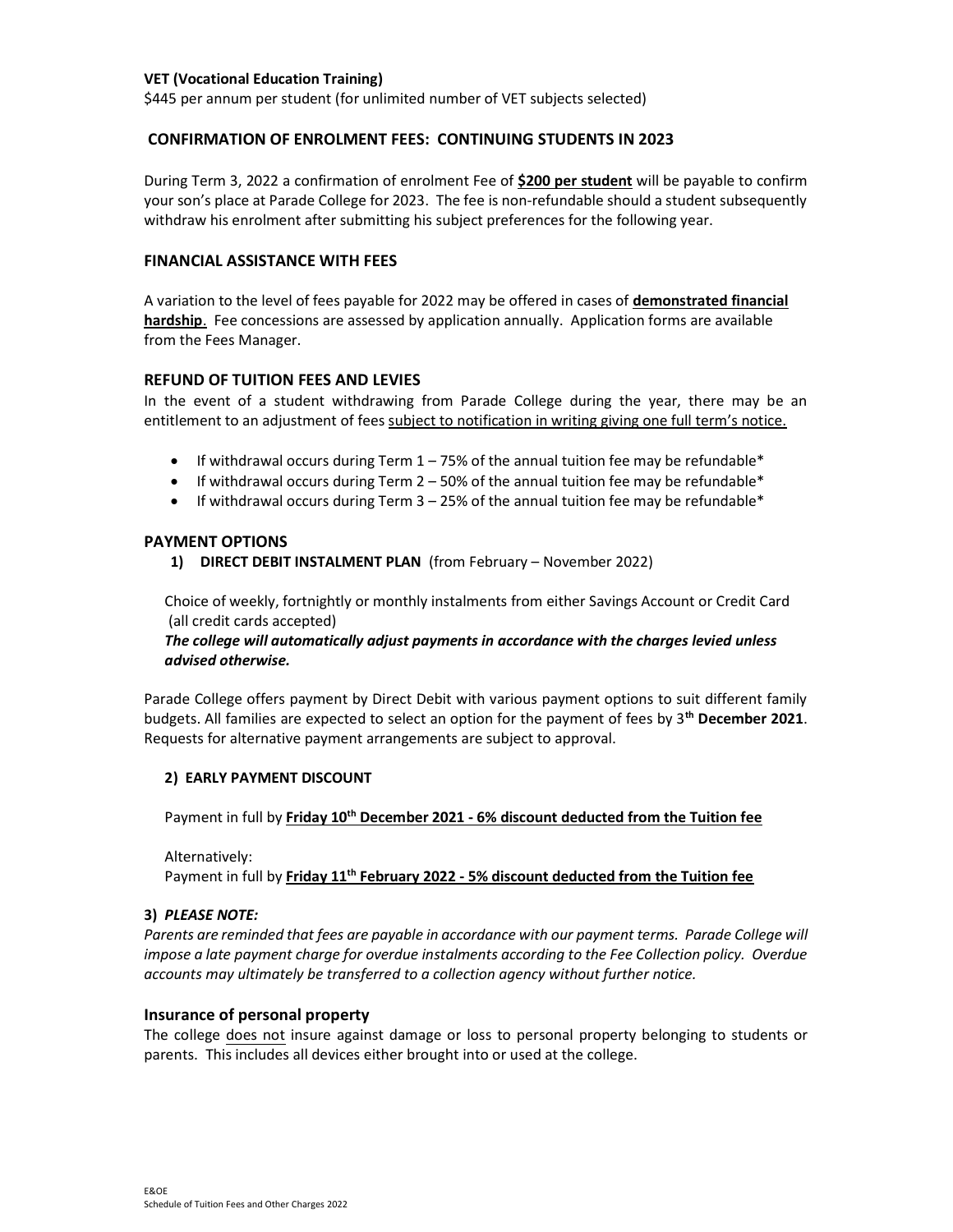**VET (Vocational Education Training)**
$445 per annum per student (for unlimited number of VET subjects selected)

## CONFIRMATION OF ENROLMENT FEES: CONTINUING STUDENTS IN 2023

During Term 3, 2022 a confirmation of enrolment Fee of **$200 per student** will be payable to confirm your son's place at Parade College for 2023. The fee is non-refundable should a student subsequently withdraw his enrolment after submitting his subject preferences for the following year.

## FINANCIAL ASSISTANCE WITH FEES

A variation to the level of fees payable for 2022 may be offered in cases of **demonstrated financial hardship**. Fee concessions are assessed by application annually. Application forms are available from the Fees Manager.

## REFUND OF TUITION FEES AND LEVIES

In the event of a student withdrawing from Parade College during the year, there may be an entitlement to an adjustment of fees subject to notification in writing giving one full term's notice.

- If withdrawal occurs during Term 1 – 75% of the annual tuition fee may be refundable*
- If withdrawal occurs during Term 2 – 50% of the annual tuition fee may be refundable*
- If withdrawal occurs during Term 3 – 25% of the annual tuition fee may be refundable*

## PAYMENT OPTIONS

1) **DIRECT DEBIT INSTALMENT PLAN** (from February – November 2022)

Choice of weekly, fortnightly or monthly instalments from either Savings Account or Credit Card (all credit cards accepted)

***The college will automatically adjust payments in accordance with the charges levied unless advised otherwise.***

Parade College offers payment by Direct Debit with various payment options to suit different family budgets. All families are expected to select an option for the payment of fees by 3th **December 2021**. Requests for alternative payment arrangements are subject to approval.

2) **EARLY PAYMENT DISCOUNT**

Payment in full by **Friday 10th December 2021 - 6% discount deducted from the Tuition fee**

Alternatively:
Payment in full by **Friday 11th February 2022 - 5% discount deducted from the Tuition fee**

**3)** ***PLEASE NOTE:***

*Parents are reminded that fees are payable in accordance with our payment terms. Parade College will impose a late payment charge for overdue instalments according to the Fee Collection policy. Overdue accounts may ultimately be transferred to a collection agency without further notice.*

## Insurance of personal property

The college does not insure against damage or loss to personal property belonging to students or parents. This includes all devices either brought into or used at the college.

E&OE
Schedule of Tuition Fees and Other Charges 2022